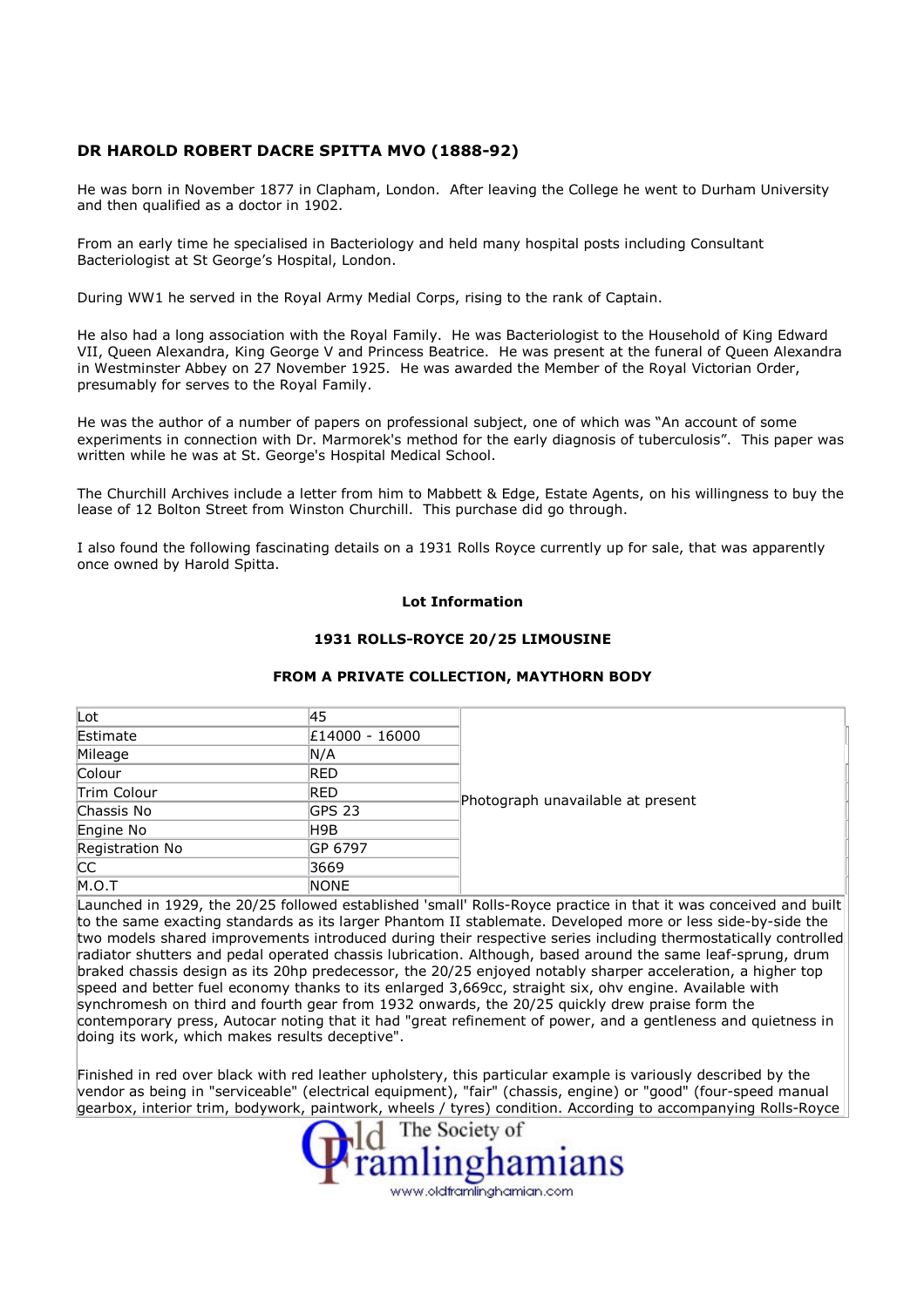## DR HAROLD ROBERT DACRE SPITTA MVO (1888-92)

He was born in November 1877 in Clapham, London. After leaving the College he went to Durham University and then qualified as a doctor in 1902.

From an early time he specialised in Bacteriology and held many hospital posts including Consultant Bacteriologist at St George's Hospital, London.

During WW1 he served in the Royal Army Medial Corps, rising to the rank of Captain.

He also had a long association with the Royal Family. He was Bacteriologist to the Household of King Edward VII, Queen Alexandra, King George V and Princess Beatrice. He was present at the funeral of Queen Alexandra in Westminster Abbey on 27 November 1925. He was awarded the Member of the Royal Victorian Order, presumably for serves to the Royal Family.

He was the author of a number of papers on professional subject, one of which was "An account of some experiments in connection with Dr. Marmorek's method for the early diagnosis of tuberculosis". This paper was written while he was at St. George's Hospital Medical School.

The Churchill Archives include a letter from him to Mabbett & Edge, Estate Agents, on his willingness to buy the lease of 12 Bolton Street from Winston Churchill. This purchase did go through.

I also found the following fascinating details on a 1931 Rolls Royce currently up for sale, that was apparently once owned by Harold Spitta.

**Lot Information**

**1931 ROLLS-ROYCE 20/25 LIMOUSINE**

**FROM A PRIVATE COLLECTION, MAYTHORN BODY**

| Lot | 45 | Photograph unavailable at present |
|---|---|---|
| Estimate | £14000 - 16000 | |
| Mileage | N/A | |
| Colour | RED | |
| Trim Colour | RED | |
| Chassis No | GPS 23 | |
| Engine No | H9B | |
| Registration No | GP 6797 | |
| CC | 3669 | |
| M.O.T | NONE | |

Launched in 1929, the 20/25 followed established 'small' Rolls-Royce practice in that it was conceived and built to the same exacting standards as its larger Phantom II stablemate. Developed more or less side-by-side the two models shared improvements introduced during their respective series including thermostatically controlled radiator shutters and pedal operated chassis lubrication. Although, based around the same leaf-sprung, drum braked chassis design as its 20hp predecessor, the 20/25 enjoyed notably sharper acceleration, a higher top speed and better fuel economy thanks to its enlarged 3,669cc, straight six, ohv engine. Available with synchromesh on third and fourth gear from 1932 onwards, the 20/25 quickly drew praise form the contemporary press, Autocar noting that it had "great refinement of power, and a gentleness and quietness in doing its work, which makes results deceptive".

Finished in red over black with red leather upholstery, this particular example is variously described by the vendor as being in "serviceable" (electrical equipment), "fair" (chassis, engine) or "good" (four-speed manual gearbox, interior trim, bodywork, paintwork, wheels / tyres) condition. According to accompanying Rolls-Royce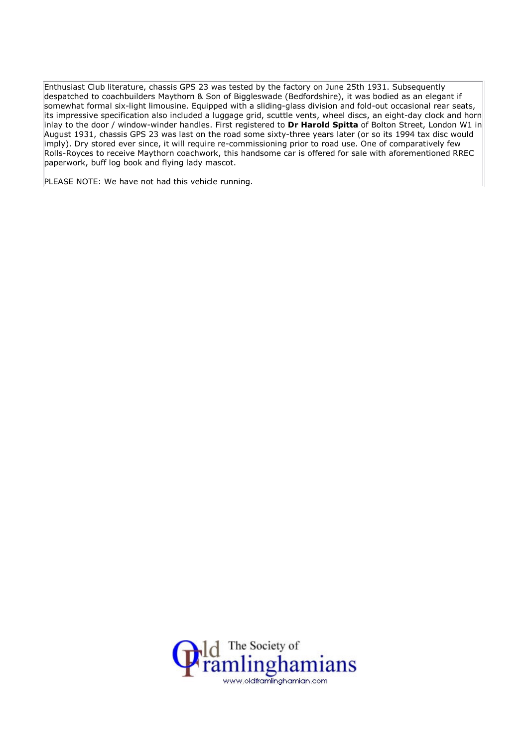Enthusiast Club literature, chassis GPS 23 was tested by the factory on June 25th 1931. Subsequently despatched to coachbuilders Maythorn & Son of Biggleswade (Bedfordshire), it was bodied as an elegant if somewhat formal six-light limousine. Equipped with a sliding-glass division and fold-out occasional rear seats, its impressive specification also included a luggage grid, scuttle vents, wheel discs, an eight-day clock and horn inlay to the door / window-winder handles. First registered to **Dr Harold Spitta** of Bolton Street, London W1 in August 1931, chassis GPS 23 was last on the road some sixty-three years later (or so its 1994 tax disc would imply). Dry stored ever since, it will require re-commissioning prior to road use. One of comparatively few Rolls-Royces to receive Maythorn coachwork, this handsome car is offered for sale with aforementioned RREC paperwork, buff log book and flying lady mascot.

PLEASE NOTE: We have not had this vehicle running.